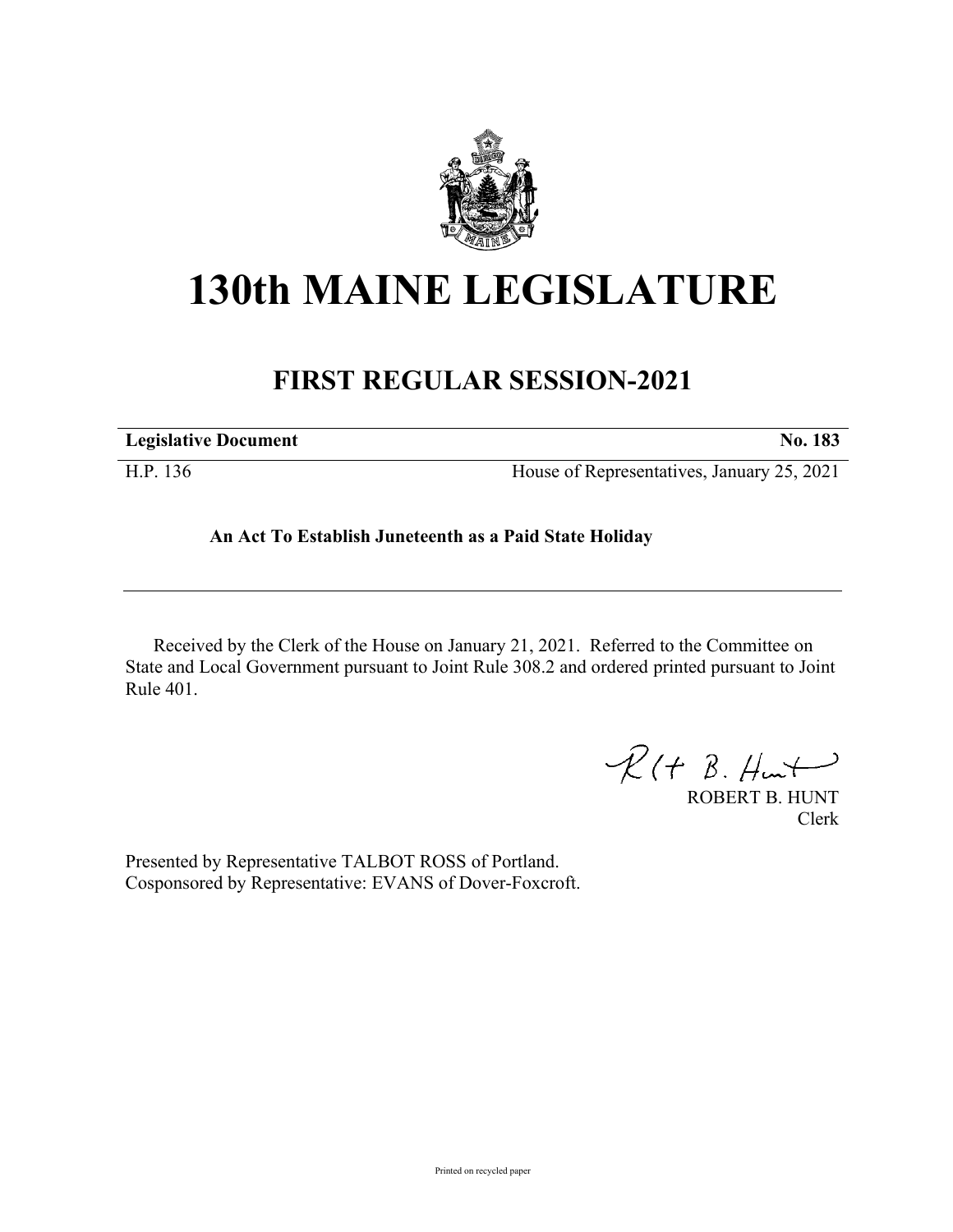# 130th MAINE LEGISLATURE

## FIRST REGULAR SESSION-2021

| **Legislative Document** | **No. 183** |
| --- | --- |
| H.P. 136 | House of Representatives, January 25, 2021 |

**An Act To Establish Juneteenth as a Paid State Holiday**

Received by the Clerk of the House on January 21, 2021. Referred to the Committee on State and Local Government pursuant to Joint Rule 308.2 and ordered printed pursuant to Joint Rule 401.

ROBERT B. HUNT
Clerk

Presented by Representative TALBOT ROSS of Portland.
Cosponsored by Representative: EVANS of Dover-Foxcroft.

Printed on recycled paper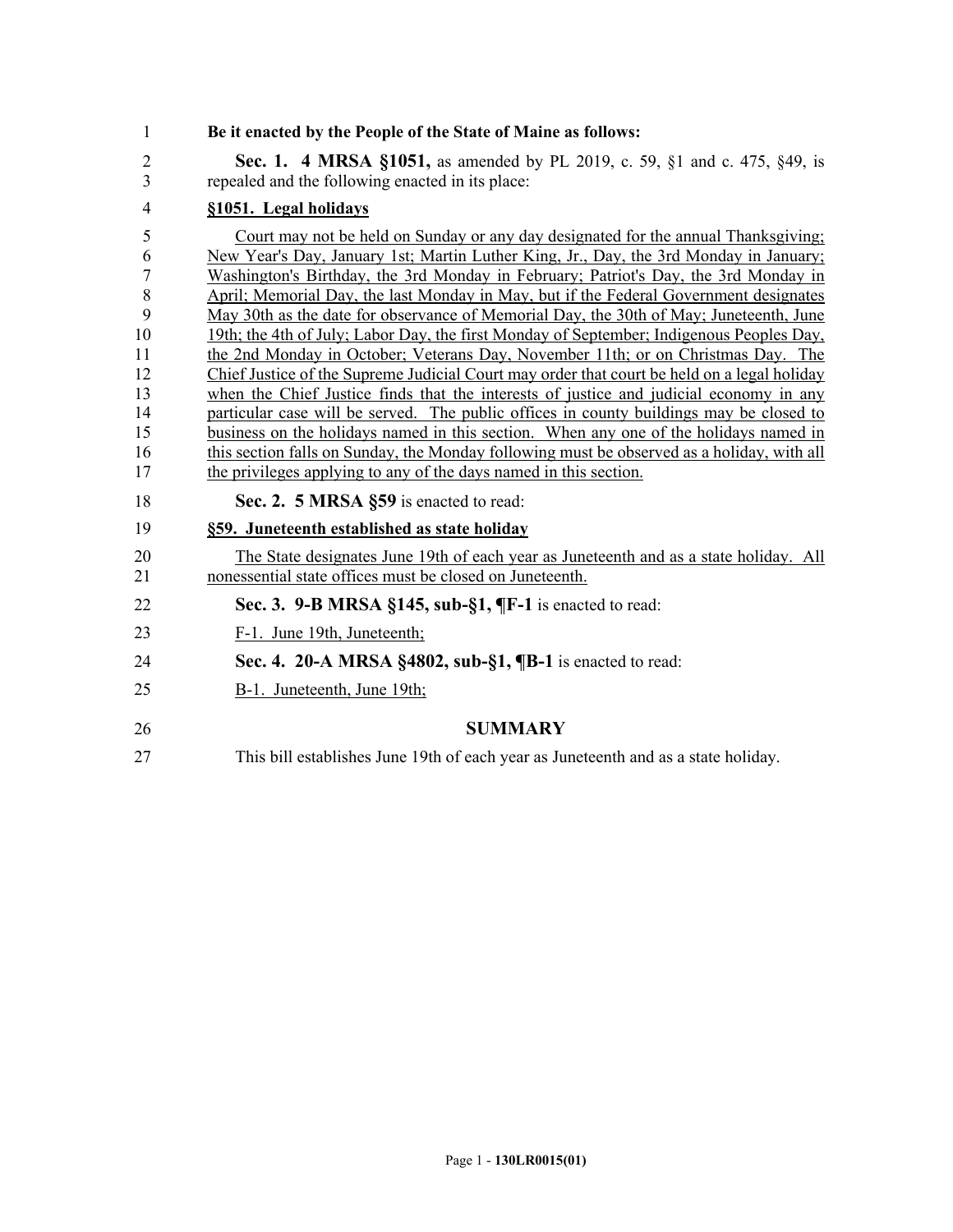**Be it enacted by the People of the State of Maine as follows:**

**Sec. 1. 4 MRSA §1051,** as amended by PL 2019, c. 59, §1 and c. 475, §49, is repealed and the following enacted in its place:

**§1051. Legal holidays**

Court may not be held on Sunday or any day designated for the annual Thanksgiving; New Year's Day, January 1st; Martin Luther King, Jr., Day, the 3rd Monday in January; Washington's Birthday, the 3rd Monday in February; Patriot's Day, the 3rd Monday in April; Memorial Day, the last Monday in May, but if the Federal Government designates May 30th as the date for observance of Memorial Day, the 30th of May; Juneteenth, June 19th; the 4th of July; Labor Day, the first Monday of September; Indigenous Peoples Day, the 2nd Monday in October; Veterans Day, November 11th; or on Christmas Day. The Chief Justice of the Supreme Judicial Court may order that court be held on a legal holiday when the Chief Justice finds that the interests of justice and judicial economy in any particular case will be served. The public offices in county buildings may be closed to business on the holidays named in this section. When any one of the holidays named in this section falls on Sunday, the Monday following must be observed as a holiday, with all the privileges applying to any of the days named in this section.

**Sec. 2. 5 MRSA §59** is enacted to read:

**§59. Juneteenth established as state holiday**

The State designates June 19th of each year as Juneteenth and as a state holiday. All nonessential state offices must be closed on Juneteenth.

**Sec. 3. 9-B MRSA §145, sub-§1, ¶F-1** is enacted to read:

F-1. June 19th, Juneteenth;

**Sec. 4. 20-A MRSA §4802, sub-§1, ¶B-1** is enacted to read:

B-1. Juneteenth, June 19th;

## SUMMARY

This bill establishes June 19th of each year as Juneteenth and as a state holiday.